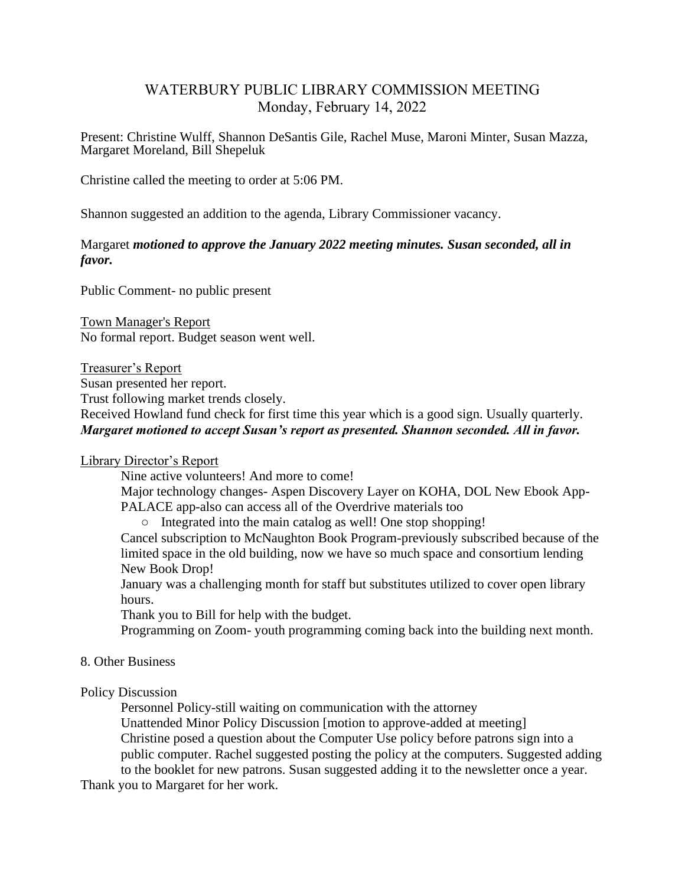# WATERBURY PUBLIC LIBRARY COMMISSION MEETING
## Monday, February 14, 2022

Present: Christine Wulff, Shannon DeSantis Gile, Rachel Muse, Maroni Minter, Susan Mazza, Margaret Moreland, Bill Shepeluk

Christine called the meeting to order at 5:06 PM.

Shannon suggested an addition to the agenda, Library Commissioner vacancy.

Margaret ***motioned to approve the January 2022 meeting minutes. Susan seconded, all in favor.***

Public Comment- no public present

<u>Town Manager's Report</u>
No formal report. Budget season went well.

<u>Treasurer's Report</u>
Susan presented her report.
Trust following market trends closely.
Received Howland fund check for first time this year which is a good sign. Usually quarterly.
***Margaret motioned to accept Susan's report as presented. Shannon seconded. All in favor.***

<u>Library Director's Report</u>

Nine active volunteers! And more to come!

Major technology changes- Aspen Discovery Layer on KOHA, DOL New Ebook App- PALACE app-also can access all of the Overdrive materials too

- Integrated into the main catalog as well! One stop shopping!

Cancel subscription to McNaughton Book Program-previously subscribed because of the limited space in the old building, now we have so much space and consortium lending

New Book Drop!

January was a challenging month for staff but substitutes utilized to cover open library hours.

Thank you to Bill for help with the budget.

Programming on Zoom- youth programming coming back into the building next month.

8. Other Business

Policy Discussion

Personnel Policy-still waiting on communication with the attorney

Unattended Minor Policy Discussion [motion to approve-added at meeting]

Christine posed a question about the Computer Use policy before patrons sign into a public computer. Rachel suggested posting the policy at the computers. Suggested adding to the booklet for new patrons. Susan suggested adding it to the newsletter once a year.

Thank you to Margaret for her work.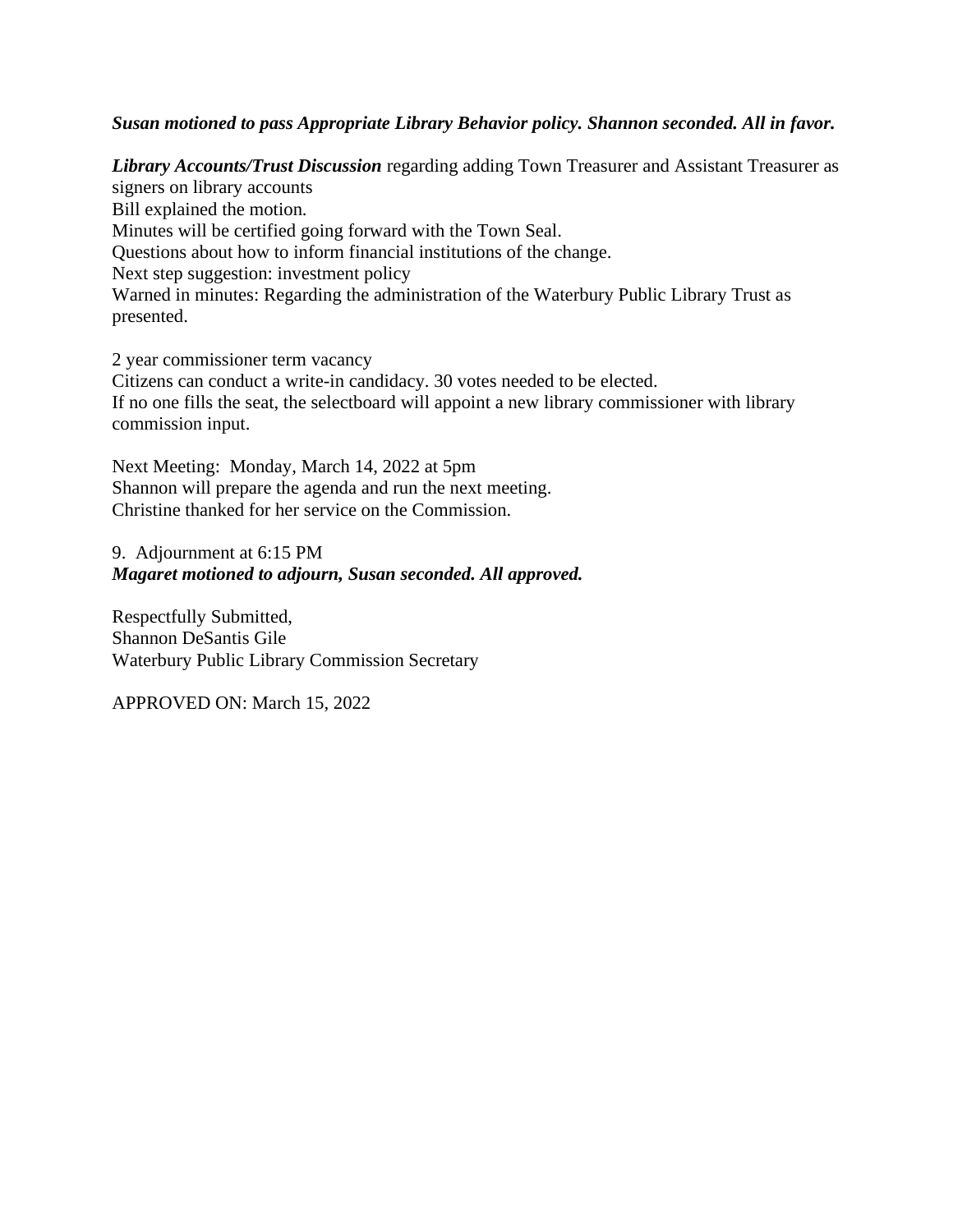***Susan motioned to pass Appropriate Library Behavior policy. Shannon seconded. All in favor.***

***Library Accounts/Trust Discussion*** regarding adding Town Treasurer and Assistant Treasurer as signers on library accounts
Bill explained the motion.
Minutes will be certified going forward with the Town Seal.
Questions about how to inform financial institutions of the change.
Next step suggestion: investment policy
Warned in minutes: Regarding the administration of the Waterbury Public Library Trust as presented.

2 year commissioner term vacancy
Citizens can conduct a write-in candidacy. 30 votes needed to be elected.
If no one fills the seat, the selectboard will appoint a new library commissioner with library commission input.

Next Meeting: Monday, March 14, 2022 at 5pm
Shannon will prepare the agenda and run the next meeting.
Christine thanked for her service on the Commission.

9. Adjournment at 6:15 PM
***Magaret motioned to adjourn, Susan seconded. All approved.***

Respectfully Submitted,
Shannon DeSantis Gile
Waterbury Public Library Commission Secretary

APPROVED ON: March 15, 2022